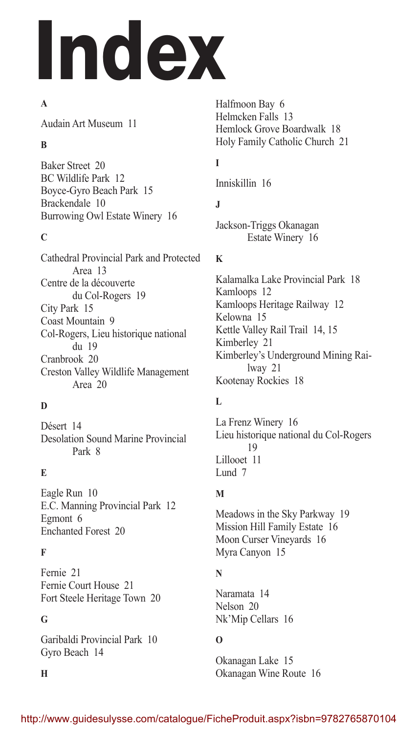# Index

**A**

Audain Art Museum 11

**B**

Baker Street 20
BC Wildlife Park 12
Boyce-Gyro Beach Park 15
Brackendale 10
Burrowing Owl Estate Winery 16

**C**

Cathedral Provincial Park and Protected Area 13
Centre de la découverte du Col-Rogers 19
City Park 15
Coast Mountain 9
Col-Rogers, Lieu historique national du 19
Cranbrook 20
Creston Valley Wildlife Management Area 20

**D**

Désert 14
Desolation Sound Marine Provincial Park 8

**E**

Eagle Run 10
E.C. Manning Provincial Park 12
Egmont 6
Enchanted Forest 20

**F**

Fernie 21
Fernie Court House 21
Fort Steele Heritage Town 20

**G**

Garibaldi Provincial Park 10
Gyro Beach 14

**H**

Halfmoon Bay 6
Helmcken Falls 13
Hemlock Grove Boardwalk 18
Holy Family Catholic Church 21

**I**

Inniskillin 16

**J**

Jackson-Triggs Okanagan Estate Winery 16

**K**

Kalamalka Lake Provincial Park 18
Kamloops 12
Kamloops Heritage Railway 12
Kelowna 15
Kettle Valley Rail Trail 14, 15
Kimberley 21
Kimberley's Underground Mining Railway 21
Kootenay Rockies 18

**L**

La Frenz Winery 16
Lieu historique national du Col-Rogers 19
Lillooet 11
Lund 7

**M**

Meadows in the Sky Parkway 19
Mission Hill Family Estate 16
Moon Curser Vineyards 16
Myra Canyon 15

**N**

Naramata 14
Nelson 20
Nk'Mip Cellars 16

**O**

Okanagan Lake 15
Okanagan Wine Route 16

http://www.guidesulysse.com/catalogue/FicheProduit.aspx?isbn=9782765870104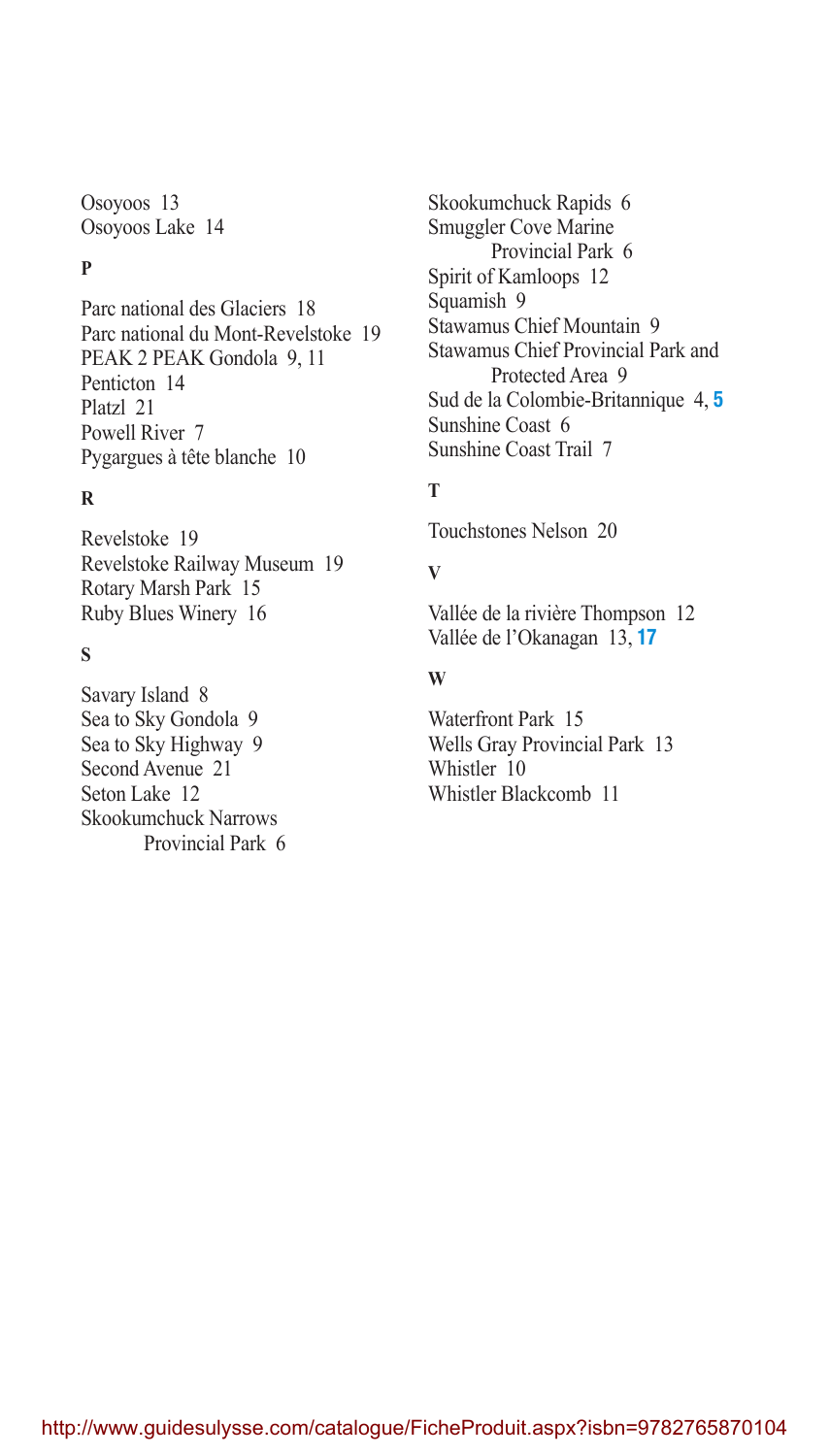Osoyoos 13
Osoyoos Lake 14

**P**

Parc national des Glaciers 18
Parc national du Mont-Revelstoke 19
PEAK 2 PEAK Gondola 9, 11
Penticton 14
Platzl 21
Powell River 7
Pygargues à tête blanche 10

**R**

Revelstoke 19
Revelstoke Railway Museum 19
Rotary Marsh Park 15
Ruby Blues Winery 16

**S**

Savary Island 8
Sea to Sky Gondola 9
Sea to Sky Highway 9
Second Avenue 21
Seton Lake 12
Skookumchuck Narrows Provincial Park 6
Skookumchuck Rapids 6
Smuggler Cove Marine Provincial Park 6
Spirit of Kamloops 12
Squamish 9
Stawamus Chief Mountain 9
Stawamus Chief Provincial Park and Protected Area 9
Sud de la Colombie-Britannique 4, **5**
Sunshine Coast 6
Sunshine Coast Trail 7

**T**

Touchstones Nelson 20

**V**

Vallée de la rivière Thompson 12
Vallée de l'Okanagan 13, **17**

**W**

Waterfront Park 15
Wells Gray Provincial Park 13
Whistler 10
Whistler Blackcomb 11

http://www.guidesulysse.com/catalogue/FicheProduit.aspx?isbn=9782765870104